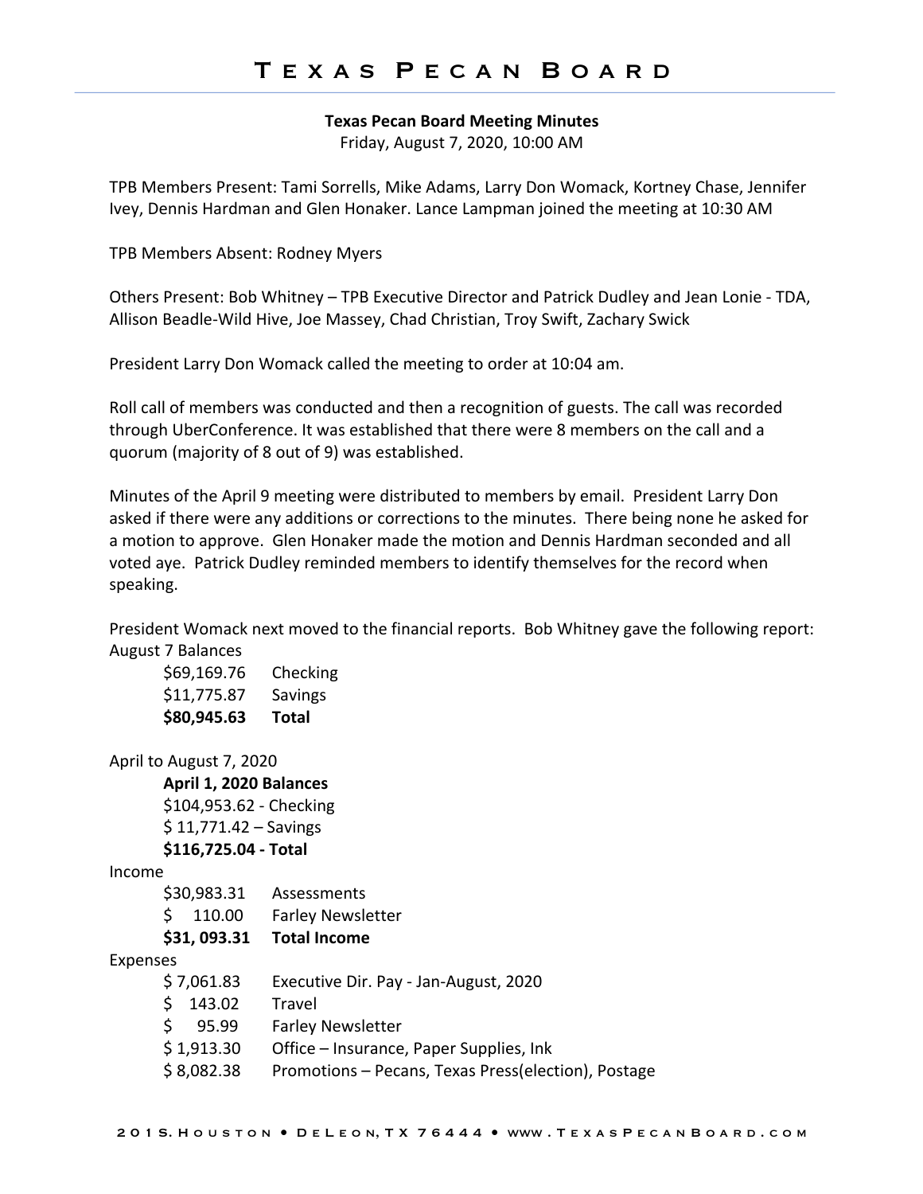# Texas Pecan Board

**Texas Pecan Board Meeting Minutes**

Friday, August 7, 2020, 10:00 AM

TPB Members Present: Tami Sorrells, Mike Adams, Larry Don Womack, Kortney Chase, Jennifer Ivey, Dennis Hardman and Glen Honaker. Lance Lampman joined the meeting at 10:30 AM

TPB Members Absent: Rodney Myers

Others Present: Bob Whitney – TPB Executive Director and Patrick Dudley and Jean Lonie - TDA, Allison Beadle-Wild Hive, Joe Massey, Chad Christian, Troy Swift, Zachary Swick

President Larry Don Womack called the meeting to order at 10:04 am.

Roll call of members was conducted and then a recognition of guests. The call was recorded through UberConference. It was established that there were 8 members on the call and a quorum (majority of 8 out of 9) was established.

Minutes of the April 9 meeting were distributed to members by email. President Larry Don asked if there were any additions or corrections to the minutes. There being none he asked for a motion to approve. Glen Honaker made the motion and Dennis Hardman seconded and all voted aye. Patrick Dudley reminded members to identify themselves for the record when speaking.

President Womack next moved to the financial reports. Bob Whitney gave the following report:

August 7 Balances

| | |
|---|---|
| $69,169.76 | Checking |
| $11,775.87 | Savings |
| **$80,945.63** | **Total** |

April to August 7, 2020

**April 1, 2020 Balances**

$104,953.62 - Checking

$ 11,771.42 – Savings

**$116,725.04 - Total**

Income

| | |
|---|---|
| $30,983.31 | Assessments |
| $ 110.00 | Farley Newsletter |
| **$31, 093.31** | **Total Income** |

Expenses

| | |
|---|---|
| $ 7,061.83 | Executive Dir. Pay - Jan-August, 2020 |
| $ 143.02 | Travel |
| $ 95.99 | Farley Newsletter |
| $ 1,913.30 | Office – Insurance, Paper Supplies, Ink |
| $ 8,082.38 | Promotions – Pecans, Texas Press(election), Postage |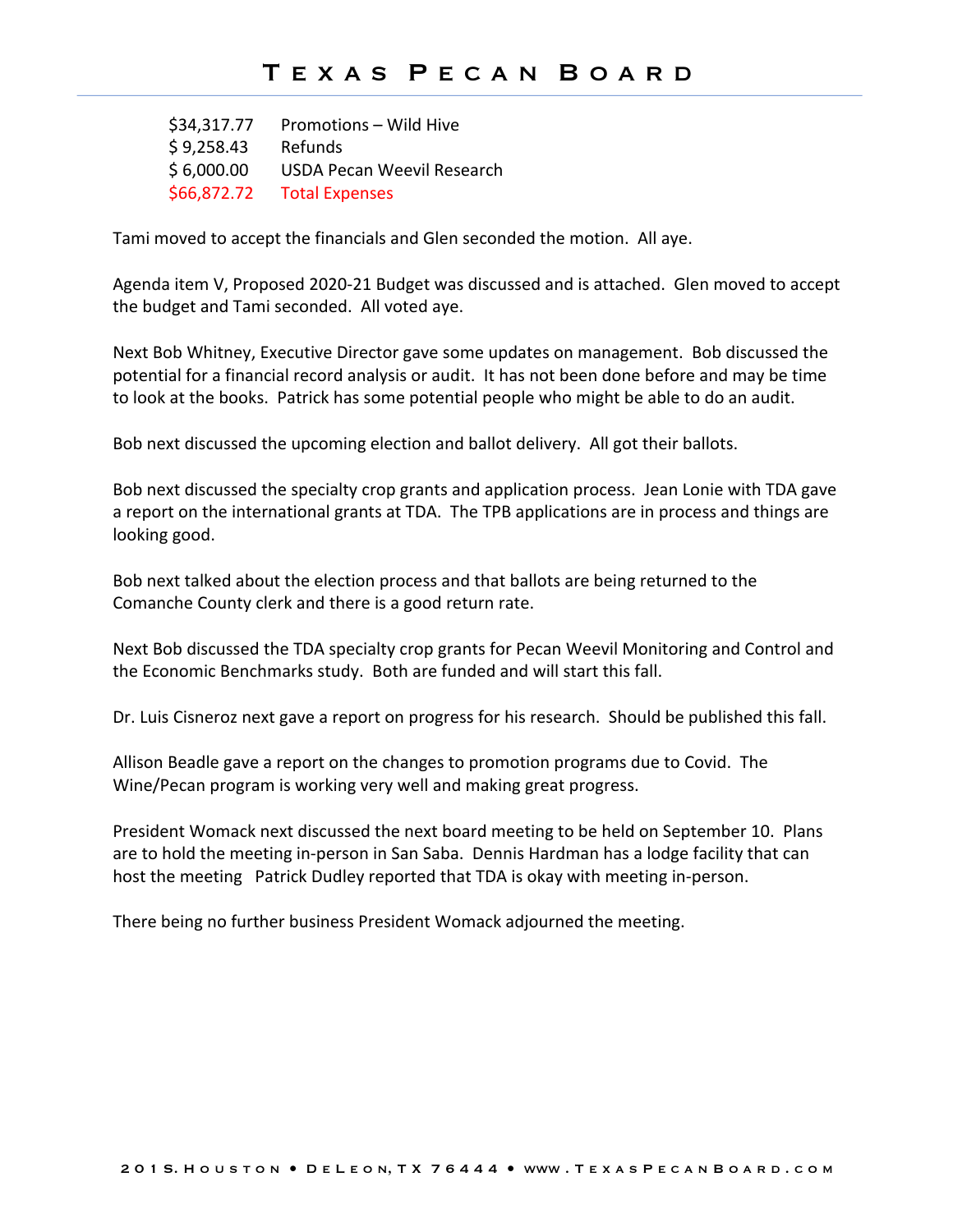| | |
|---|---|
| $34,317.77 | Promotions – Wild Hive |
| $ 9,258.43 | Refunds |
| $ 6,000.00 | USDA Pecan Weevil Research |
| $66,872.72 | Total Expenses |

Tami moved to accept the financials and Glen seconded the motion. All aye.

Agenda item V, Proposed 2020-21 Budget was discussed and is attached. Glen moved to accept the budget and Tami seconded. All voted aye.

Next Bob Whitney, Executive Director gave some updates on management. Bob discussed the potential for a financial record analysis or audit. It has not been done before and may be time to look at the books. Patrick has some potential people who might be able to do an audit.

Bob next discussed the upcoming election and ballot delivery. All got their ballots.

Bob next discussed the specialty crop grants and application process. Jean Lonie with TDA gave a report on the international grants at TDA. The TPB applications are in process and things are looking good.

Bob next talked about the election process and that ballots are being returned to the Comanche County clerk and there is a good return rate.

Next Bob discussed the TDA specialty crop grants for Pecan Weevil Monitoring and Control and the Economic Benchmarks study. Both are funded and will start this fall.

Dr. Luis Cisneroz next gave a report on progress for his research. Should be published this fall.

Allison Beadle gave a report on the changes to promotion programs due to Covid. The Wine/Pecan program is working very well and making great progress.

President Womack next discussed the next board meeting to be held on September 10. Plans are to hold the meeting in-person in San Saba. Dennis Hardman has a lodge facility that can host the meeting Patrick Dudley reported that TDA is okay with meeting in-person.

There being no further business President Womack adjourned the meeting.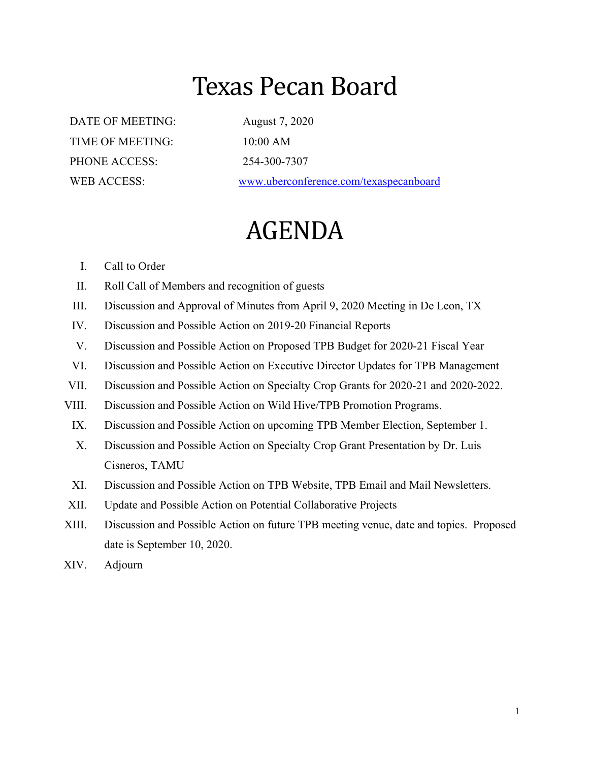# Texas Pecan Board

DATE OF MEETING: August 7, 2020

TIME OF MEETING: 10:00 AM

PHONE ACCESS: 254-300-7307

WEB ACCESS: [www.uberconference.com/texaspecanboard](http://www.uberconference.com/texaspecanboard)

# AGENDA

I. Call to Order

II. Roll Call of Members and recognition of guests

III. Discussion and Approval of Minutes from April 9, 2020 Meeting in De Leon, TX

IV. Discussion and Possible Action on 2019-20 Financial Reports

V. Discussion and Possible Action on Proposed TPB Budget for 2020-21 Fiscal Year

VI. Discussion and Possible Action on Executive Director Updates for TPB Management

VII. Discussion and Possible Action on Specialty Crop Grants for 2020-21 and 2020-2022.

VIII. Discussion and Possible Action on Wild Hive/TPB Promotion Programs.

IX. Discussion and Possible Action on upcoming TPB Member Election, September 1.

X. Discussion and Possible Action on Specialty Crop Grant Presentation by Dr. Luis Cisneros, TAMU

XI. Discussion and Possible Action on TPB Website, TPB Email and Mail Newsletters.

XII. Update and Possible Action on Potential Collaborative Projects

XIII. Discussion and Possible Action on future TPB meeting venue, date and topics. Proposed date is September 10, 2020.

XIV. Adjourn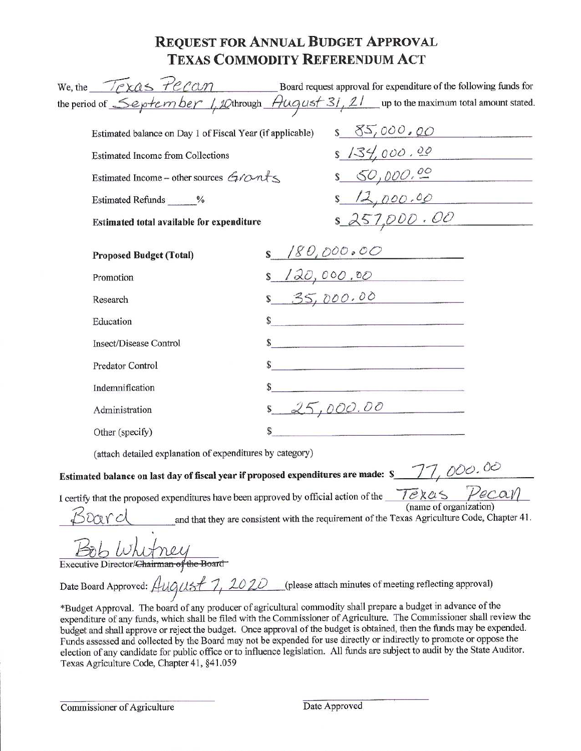# REQUEST FOR ANNUAL BUDGET APPROVAL
# TEXAS COMMODITY REFERENDUM ACT

We, the Texas Pecan Board request approval for expenditure of the following funds for the period of September 1, 20 through August 31, 21 up to the maximum total amount stated.

| | |
|---|---|
| Estimated balance on Day 1 of Fiscal Year (if applicable) | $ 85,000.00 |
| Estimated Income from Collections | $ 134,000.00 |
| Estimated Income – other sources Grants | $ 50,000.00 |
| Estimated Refunds ______% | $ 12,000.00 |
| **Estimated total available for expenditure** | $ 257,000.00 |

| | |
|---|---|
| **Proposed Budget (Total)** | $ 180,000.00 |
| Promotion | $ 120,000.00 |
| Research | $ 35,000.00 |
| Education | $ |
| Insect/Disease Control | $ |
| Predator Control | $ |
| Indemnification | $ |
| Administration | $ 25,000.00 |
| Other (specify) | $ |

(attach detailed explanation of expenditures by category)

**Estimated balance on last day of fiscal year if proposed expenditures are made: $** 77,000.00

I certify that the proposed expenditures have been approved by official action of the Texas Pecan Board (name of organization) and that they are consistent with the requirement of the Texas Agriculture Code, Chapter 41.

Bob Whitney

Executive Director/~~Chairman of the Board~~

Date Board Approved: August 7, 2020 (please attach minutes of meeting reflecting approval)

*Budget Approval. The board of any producer of agricultural commodity shall prepare a budget in advance of the expenditure of any funds, which shall be filed with the Commissioner of Agriculture. The Commissioner shall review the budget and shall approve or reject the budget. Once approval of the budget is obtained, then the funds may be expended. Funds assessed and collected by the Board may not be expended for use directly or indirectly to promote or oppose the election of any candidate for public office or to influence legislation. All funds are subject to audit by the State Auditor. Texas Agriculture Code, Chapter 41, §41.059

______________________ Commissioner of Agriculture

______________________ Date Approved